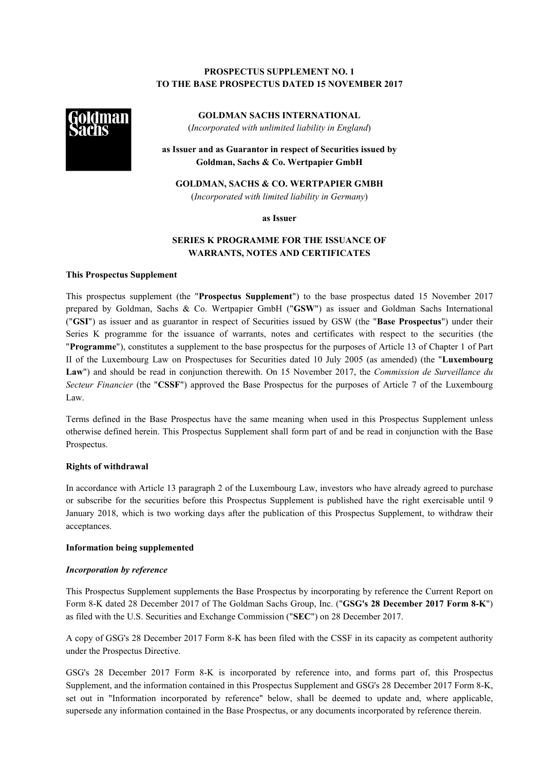**PROSPECTUS SUPPLEMENT NO. 1**
**TO THE BASE PROSPECTUS DATED 15 NOVEMBER 2017**

**GOLDMAN SACHS INTERNATIONAL**
(*Incorporated with unlimited liability in England*)

**as Issuer and as Guarantor in respect of Securities issued by Goldman, Sachs & Co. Wertpapier GmbH**

**GOLDMAN, SACHS & CO. WERTPAPIER GMBH**
(*Incorporated with limited liability in Germany*)

**as Issuer**

**SERIES K PROGRAMME FOR THE ISSUANCE OF WARRANTS, NOTES AND CERTIFICATES**

**This Prospectus Supplement**

This prospectus supplement (the "**Prospectus Supplement**") to the base prospectus dated 15 November 2017 prepared by Goldman, Sachs & Co. Wertpapier GmbH ("**GSW**") as issuer and Goldman Sachs International ("**GSI**") as issuer and as guarantor in respect of Securities issued by GSW (the "**Base Prospectus**") under their Series K programme for the issuance of warrants, notes and certificates with respect to the securities (the "**Programme**"), constitutes a supplement to the base prospectus for the purposes of Article 13 of Chapter 1 of Part II of the Luxembourg Law on Prospectuses for Securities dated 10 July 2005 (as amended) (the "**Luxembourg Law**") and should be read in conjunction therewith. On 15 November 2017, the *Commission de Surveillance du Secteur Financier* (the "**CSSF**") approved the Base Prospectus for the purposes of Article 7 of the Luxembourg Law.

Terms defined in the Base Prospectus have the same meaning when used in this Prospectus Supplement unless otherwise defined herein. This Prospectus Supplement shall form part of and be read in conjunction with the Base Prospectus.

**Rights of withdrawal**

In accordance with Article 13 paragraph 2 of the Luxembourg Law, investors who have already agreed to purchase or subscribe for the securities before this Prospectus Supplement is published have the right exercisable until 9 January 2018, which is two working days after the publication of this Prospectus Supplement, to withdraw their acceptances.

**Information being supplemented**

***Incorporation by reference***

This Prospectus Supplement supplements the Base Prospectus by incorporating by reference the Current Report on Form 8-K dated 28 December 2017 of The Goldman Sachs Group, Inc. ("**GSG's 28 December 2017 Form 8-K**") as filed with the U.S. Securities and Exchange Commission ("**SEC**") on 28 December 2017.

A copy of GSG's 28 December 2017 Form 8-K has been filed with the CSSF in its capacity as competent authority under the Prospectus Directive.

GSG's 28 December 2017 Form 8-K is incorporated by reference into, and forms part of, this Prospectus Supplement, and the information contained in this Prospectus Supplement and GSG's 28 December 2017 Form 8-K, set out in "Information incorporated by reference" below, shall be deemed to update and, where applicable, supersede any information contained in the Base Prospectus, or any documents incorporated by reference therein.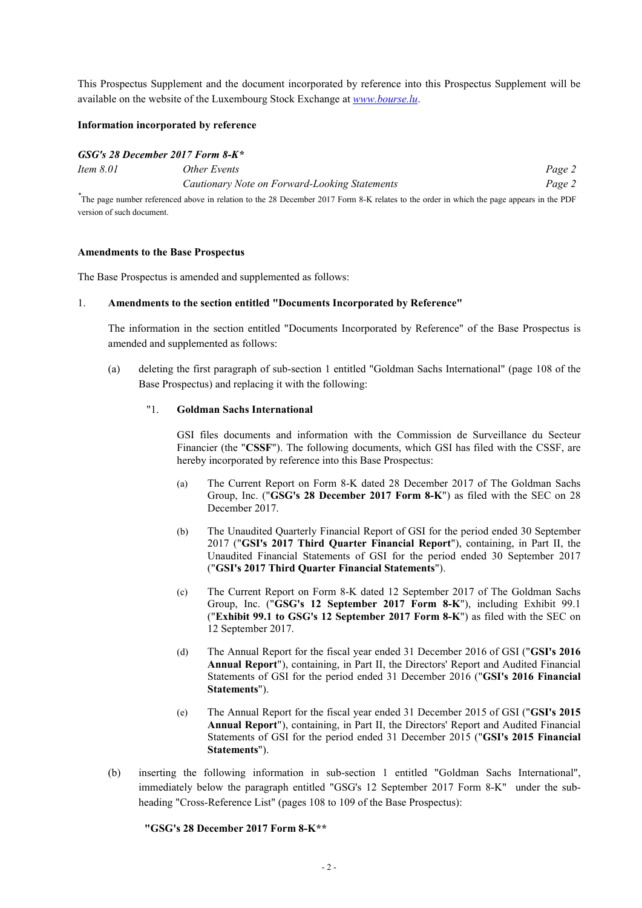This Prospectus Supplement and the document incorporated by reference into this Prospectus Supplement will be available on the website of the Luxembourg Stock Exchange at *www.bourse.lu*.

**Information incorporated by reference**

***GSG's 28 December 2017 Form 8-K****

| | | |
|---|---|---|
| *Item 8.01* | *Other Events* | *Page 2* |
| | *Cautionary Note on Forward-Looking Statements* | *Page 2* |

*The page number referenced above in relation to the 28 December 2017 Form 8-K relates to the order in which the page appears in the PDF version of such document.

**Amendments to the Base Prospectus**

The Base Prospectus is amended and supplemented as follows:

1. **Amendments to the section entitled "Documents Incorporated by Reference"**

   The information in the section entitled "Documents Incorporated by Reference" of the Base Prospectus is amended and supplemented as follows:

   (a) deleting the first paragraph of sub-section 1 entitled "Goldman Sachs International" (page 108 of the Base Prospectus) and replacing it with the following:

   "1. **Goldman Sachs International**

   GSI files documents and information with the Commission de Surveillance du Secteur Financier (the "**CSSF**"). The following documents, which GSI has filed with the CSSF, are hereby incorporated by reference into this Base Prospectus:

   (a) The Current Report on Form 8-K dated 28 December 2017 of The Goldman Sachs Group, Inc. ("**GSG's 28 December 2017 Form 8-K**") as filed with the SEC on 28 December 2017.

   (b) The Unaudited Quarterly Financial Report of GSI for the period ended 30 September 2017 ("**GSI's 2017 Third Quarter Financial Report**"), containing, in Part II, the Unaudited Financial Statements of GSI for the period ended 30 September 2017 ("**GSI's 2017 Third Quarter Financial Statements**").

   (c) The Current Report on Form 8-K dated 12 September 2017 of The Goldman Sachs Group, Inc. ("**GSG's 12 September 2017 Form 8-K**"), including Exhibit 99.1 ("**Exhibit 99.1 to GSG's 12 September 2017 Form 8-K**") as filed with the SEC on 12 September 2017.

   (d) The Annual Report for the fiscal year ended 31 December 2016 of GSI ("**GSI's 2016 Annual Report**"), containing, in Part II, the Directors' Report and Audited Financial Statements of GSI for the period ended 31 December 2016 ("**GSI's 2016 Financial Statements**").

   (e) The Annual Report for the fiscal year ended 31 December 2015 of GSI ("**GSI's 2015 Annual Report**"), containing, in Part II, the Directors' Report and Audited Financial Statements of GSI for the period ended 31 December 2015 ("**GSI's 2015 Financial Statements**").

   (b) inserting the following information in sub-section 1 entitled "Goldman Sachs International", immediately below the paragraph entitled "GSG's 12 September 2017 Form 8-K" under the sub-heading "Cross-Reference List" (pages 108 to 109 of the Base Prospectus):

   **"GSG's 28 December 2017 Form 8-K****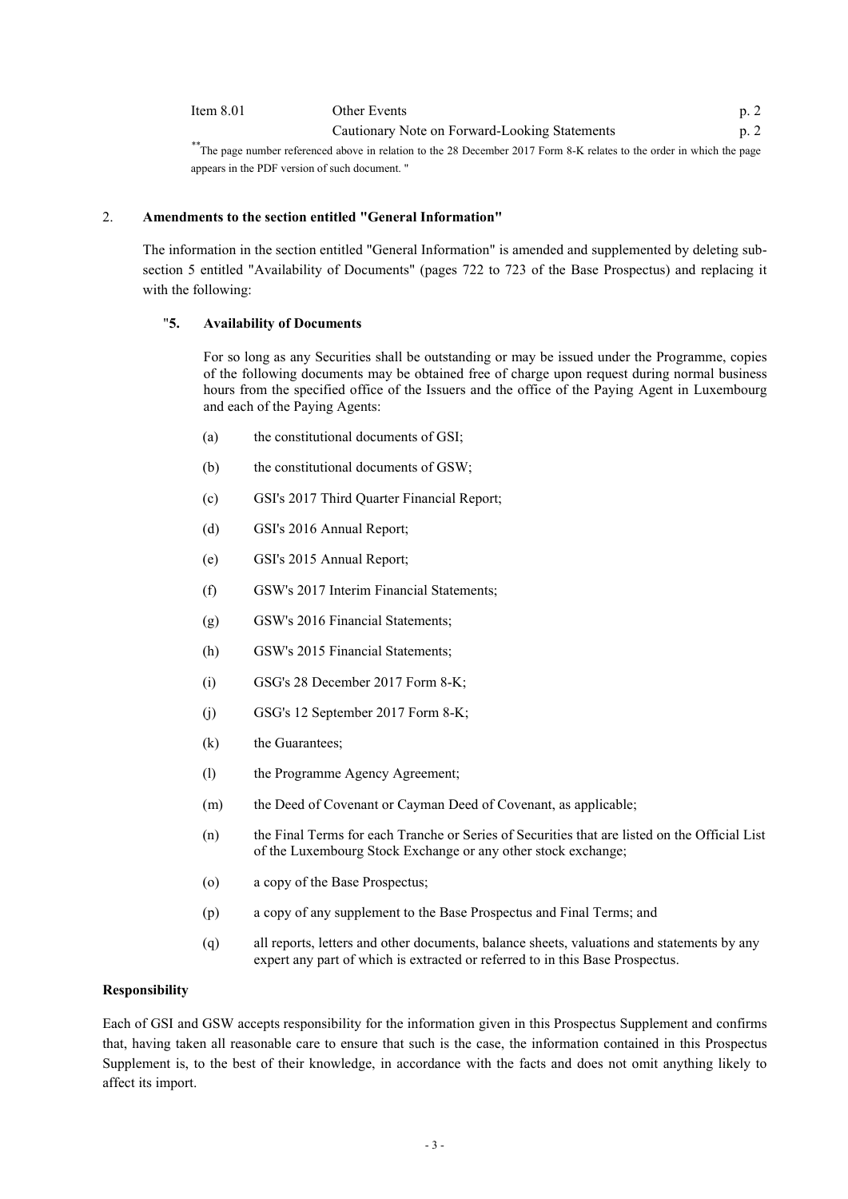| | | |
|---|---|---|
| Item 8.01 | Other Events | p. 2 |
| | Cautionary Note on Forward-Looking Statements | p. 2 |

** The page number referenced above in relation to the 28 December 2017 Form 8-K relates to the order in which the page appears in the PDF version of such document. "

2. **Amendments to the section entitled "General Information"**

The information in the section entitled "General Information" is amended and supplemented by deleting sub-section 5 entitled "Availability of Documents" (pages 722 to 723 of the Base Prospectus) and replacing it with the following:

"**5. Availability of Documents**

For so long as any Securities shall be outstanding or may be issued under the Programme, copies of the following documents may be obtained free of charge upon request during normal business hours from the specified office of the Issuers and the office of the Paying Agent in Luxembourg and each of the Paying Agents:

(a) the constitutional documents of GSI;

(b) the constitutional documents of GSW;

(c) GSI's 2017 Third Quarter Financial Report;

(d) GSI's 2016 Annual Report;

(e) GSI's 2015 Annual Report;

(f) GSW's 2017 Interim Financial Statements;

(g) GSW's 2016 Financial Statements;

(h) GSW's 2015 Financial Statements;

(i) GSG's 28 December 2017 Form 8-K;

(j) GSG's 12 September 2017 Form 8-K;

(k) the Guarantees;

(l) the Programme Agency Agreement;

(m) the Deed of Covenant or Cayman Deed of Covenant, as applicable;

(n) the Final Terms for each Tranche or Series of Securities that are listed on the Official List of the Luxembourg Stock Exchange or any other stock exchange;

(o) a copy of the Base Prospectus;

(p) a copy of any supplement to the Base Prospectus and Final Terms; and

(q) all reports, letters and other documents, balance sheets, valuations and statements by any expert any part of which is extracted or referred to in this Base Prospectus.

**Responsibility**

Each of GSI and GSW accepts responsibility for the information given in this Prospectus Supplement and confirms that, having taken all reasonable care to ensure that such is the case, the information contained in this Prospectus Supplement is, to the best of their knowledge, in accordance with the facts and does not omit anything likely to affect its import.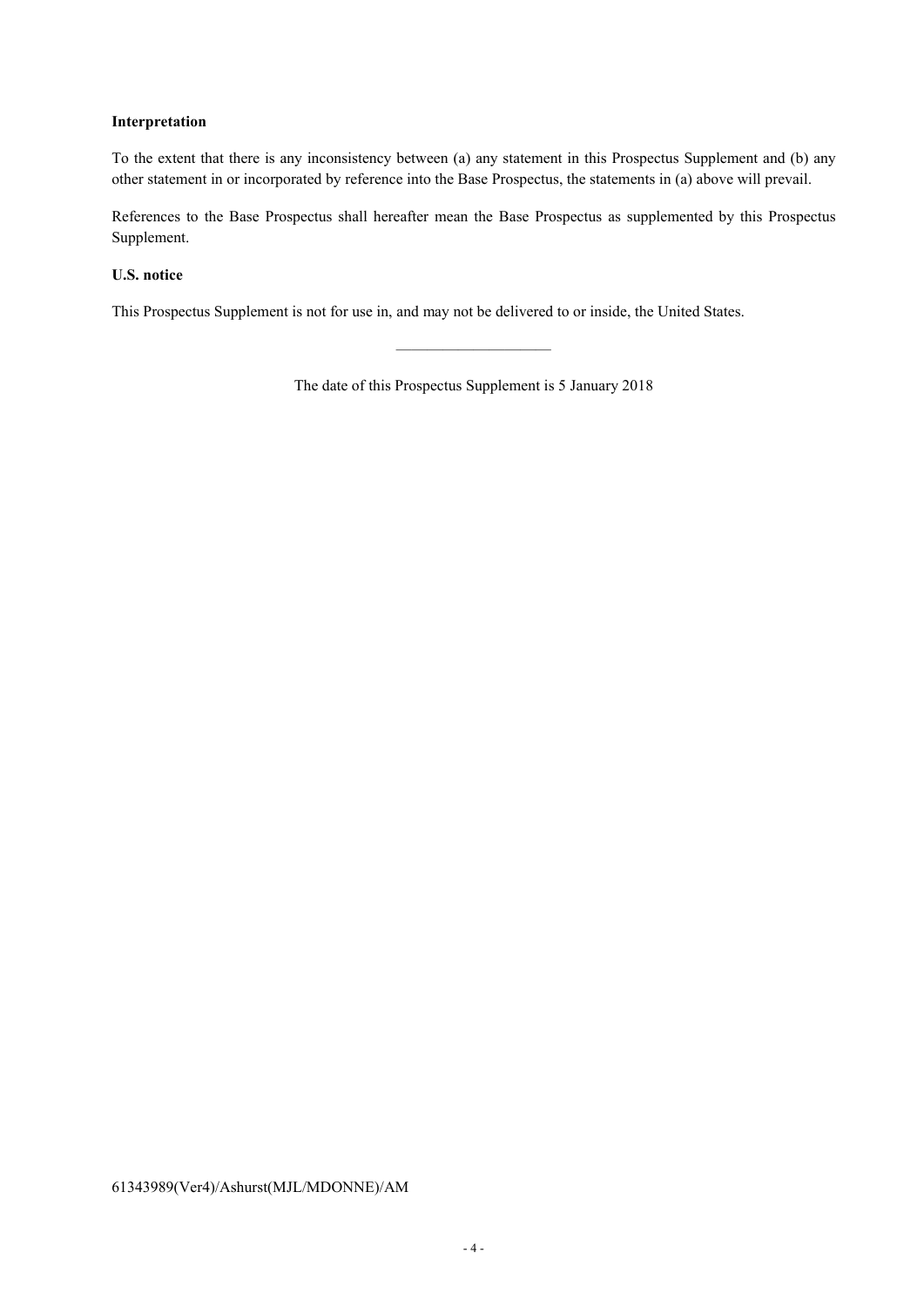**Interpretation**

To the extent that there is any inconsistency between (a) any statement in this Prospectus Supplement and (b) any other statement in or incorporated by reference into the Base Prospectus, the statements in (a) above will prevail.

References to the Base Prospectus shall hereafter mean the Base Prospectus as supplemented by this Prospectus Supplement.

**U.S. notice**

This Prospectus Supplement is not for use in, and may not be delivered to or inside, the United States.

---

The date of this Prospectus Supplement is 5 January 2018

61343989(Ver4)/Ashurst(MJL/MDONNE)/AM